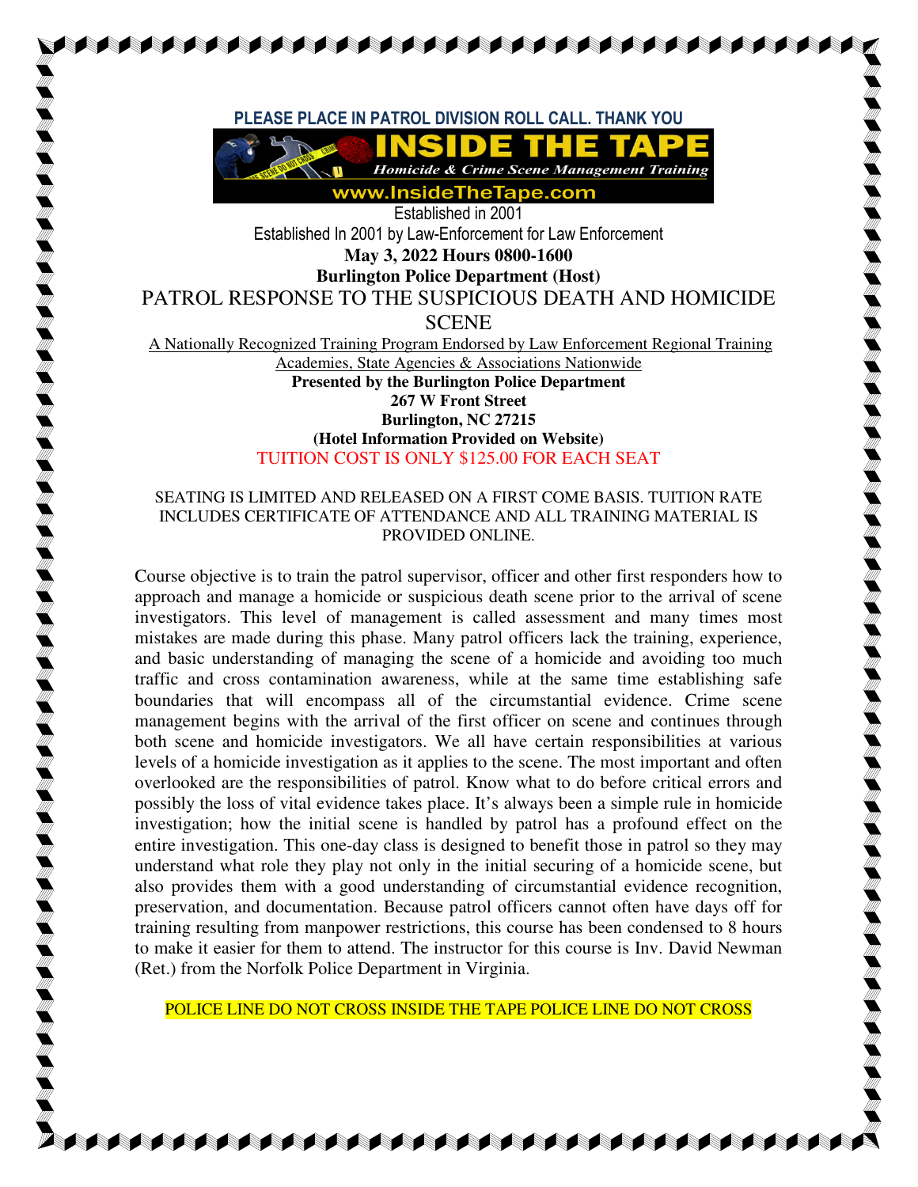**PLEASE PLACE IN PATROL DIVISION ROLL CALL. THANK YOU**

# INSIDE THE TAPE

*Homicide & Crime Scene Management Training*

**www.InsideTheTape.com**

Established in 2001

Established In 2001 by Law-Enforcement for Law Enforcement

**May 3, 2022 Hours 0800-1600**

**Burlington Police Department (Host)**

## PATROL RESPONSE TO THE SUSPICIOUS DEATH AND HOMICIDE SCENE

A Nationally Recognized Training Program Endorsed by Law Enforcement Regional Training Academies, State Agencies & Associations Nationwide

**Presented by the Burlington Police Department**
**267 W Front Street**
**Burlington, NC 27215**
**(Hotel Information Provided on Website)**

TUITION COST IS ONLY $125.00 FOR EACH SEAT

SEATING IS LIMITED AND RELEASED ON A FIRST COME BASIS. TUITION RATE INCLUDES CERTIFICATE OF ATTENDANCE AND ALL TRAINING MATERIAL IS PROVIDED ONLINE.

Course objective is to train the patrol supervisor, officer and other first responders how to approach and manage a homicide or suspicious death scene prior to the arrival of scene investigators. This level of management is called assessment and many times most mistakes are made during this phase. Many patrol officers lack the training, experience, and basic understanding of managing the scene of a homicide and avoiding too much traffic and cross contamination awareness, while at the same time establishing safe boundaries that will encompass all of the circumstantial evidence. Crime scene management begins with the arrival of the first officer on scene and continues through both scene and homicide investigators. We all have certain responsibilities at various levels of a homicide investigation as it applies to the scene. The most important and often overlooked are the responsibilities of patrol. Know what to do before critical errors and possibly the loss of vital evidence takes place. It's always been a simple rule in homicide investigation; how the initial scene is handled by patrol has a profound effect on the entire investigation. This one-day class is designed to benefit those in patrol so they may understand what role they play not only in the initial securing of a homicide scene, but also provides them with a good understanding of circumstantial evidence recognition, preservation, and documentation. Because patrol officers cannot often have days off for training resulting from manpower restrictions, this course has been condensed to 8 hours to make it easier for them to attend. The instructor for this course is Inv. David Newman (Ret.) from the Norfolk Police Department in Virginia.

POLICE LINE DO NOT CROSS INSIDE THE TAPE POLICE LINE DO NOT CROSS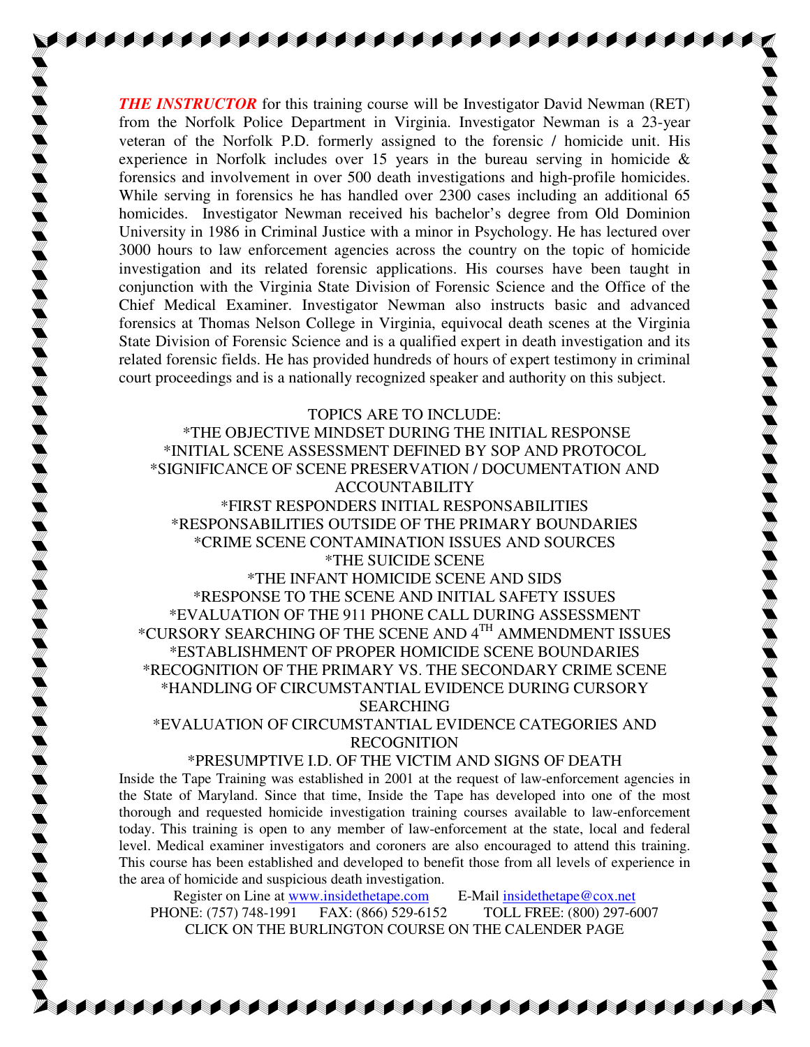***THE INSTRUCTOR*** for this training course will be Investigator David Newman (RET) from the Norfolk Police Department in Virginia. Investigator Newman is a 23-year veteran of the Norfolk P.D. formerly assigned to the forensic / homicide unit. His experience in Norfolk includes over 15 years in the bureau serving in homicide & forensics and involvement in over 500 death investigations and high-profile homicides. While serving in forensics he has handled over 2300 cases including an additional 65 homicides. Investigator Newman received his bachelor's degree from Old Dominion University in 1986 in Criminal Justice with a minor in Psychology. He has lectured over 3000 hours to law enforcement agencies across the country on the topic of homicide investigation and its related forensic applications. His courses have been taught in conjunction with the Virginia State Division of Forensic Science and the Office of the Chief Medical Examiner. Investigator Newman also instructs basic and advanced forensics at Thomas Nelson College in Virginia, equivocal death scenes at the Virginia State Division of Forensic Science and is a qualified expert in death investigation and its related forensic fields. He has provided hundreds of hours of expert testimony in criminal court proceedings and is a nationally recognized speaker and authority on this subject.

TOPICS ARE TO INCLUDE:

*THE OBJECTIVE MINDSET DURING THE INITIAL RESPONSE
*INITIAL SCENE ASSESSMENT DEFINED BY SOP AND PROTOCOL
*SIGNIFICANCE OF SCENE PRESERVATION / DOCUMENTATION AND ACCOUNTABILITY
*FIRST RESPONDERS INITIAL RESPONSABILITIES
*RESPONSABILITIES OUTSIDE OF THE PRIMARY BOUNDARIES
*CRIME SCENE CONTAMINATION ISSUES AND SOURCES
*THE SUICIDE SCENE
*THE INFANT HOMICIDE SCENE AND SIDS
*RESPONSE TO THE SCENE AND INITIAL SAFETY ISSUES
*EVALUATION OF THE 911 PHONE CALL DURING ASSESSMENT
*CURSORY SEARCHING OF THE SCENE AND 4TH AMMENDMENT ISSUES
*ESTABLISHMENT OF PROPER HOMICIDE SCENE BOUNDARIES
*RECOGNITION OF THE PRIMARY VS. THE SECONDARY CRIME SCENE
*HANDLING OF CIRCUMSTANTIAL EVIDENCE DURING CURSORY SEARCHING
*EVALUATION OF CIRCUMSTANTIAL EVIDENCE CATEGORIES AND RECOGNITION
*PRESUMPTIVE I.D. OF THE VICTIM AND SIGNS OF DEATH

Inside the Tape Training was established in 2001 at the request of law-enforcement agencies in the State of Maryland. Since that time, Inside the Tape has developed into one of the most thorough and requested homicide investigation training courses available to law-enforcement today. This training is open to any member of law-enforcement at the state, local and federal level. Medical examiner investigators and coroners are also encouraged to attend this training. This course has been established and developed to benefit those from all levels of experience in the area of homicide and suspicious death investigation.

Register on Line at www.insidethetape.com E-Mail insidethetape@cox.net
PHONE: (757) 748-1991 FAX: (866) 529-6152 TOLL FREE: (800) 297-6007
CLICK ON THE BURLINGTON COURSE ON THE CALENDER PAGE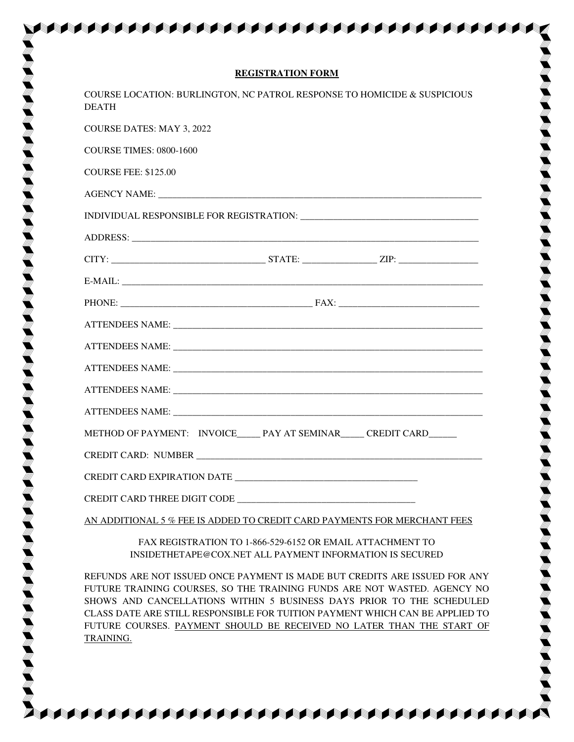## REGISTRATION FORM

COURSE LOCATION: BURLINGTON, NC PATROL RESPONSE TO HOMICIDE & SUSPICIOUS DEATH

COURSE DATES: MAY 3, 2022

COURSE TIMES: 0800-1600

COURSE FEE: $125.00

AGENCY NAME: ______________________________________________________________________

INDIVIDUAL RESPONSIBLE FOR REGISTRATION: ____________________________________

ADDRESS: __________________________________________________________________________

CITY: _______________________________ STATE: _______________ ZIP: ________________

E-MAIL: ____________________________________________________________________________

PHONE: ________________________________________ FAX: _____________________________

ATTENDEES NAME: ___________________________________________________________________

ATTENDEES NAME: ___________________________________________________________________

ATTENDEES NAME: ___________________________________________________________________

ATTENDEES NAME: ___________________________________________________________________

ATTENDEES NAME: ___________________________________________________________________

METHOD OF PAYMENT: INVOICE_____ PAY AT SEMINAR_____ CREDIT CARD______

CREDIT CARD: NUMBER ____________________________________________________________

CREDIT CARD EXPIRATION DATE ______________________________________

CREDIT CARD THREE DIGIT CODE ______________________________________

<u>AN ADDITIONAL 5 % FEE IS ADDED TO CREDIT CARD PAYMENTS FOR MERCHANT FEES</u>

FAX REGISTRATION TO 1-866-529-6152 OR EMAIL ATTACHMENT TO INSIDETHETAPE@COX.NET ALL PAYMENT INFORMATION IS SECURED

REFUNDS ARE NOT ISSUED ONCE PAYMENT IS MADE BUT CREDITS ARE ISSUED FOR ANY FUTURE TRAINING COURSES, SO THE TRAINING FUNDS ARE NOT WASTED. AGENCY NO SHOWS AND CANCELLATIONS WITHIN 5 BUSINESS DAYS PRIOR TO THE SCHEDULED CLASS DATE ARE STILL RESPONSIBLE FOR TUITION PAYMENT WHICH CAN BE APPLIED TO FUTURE COURSES. <u>PAYMENT SHOULD BE RECEIVED NO LATER THAN THE START OF TRAINING.</u>